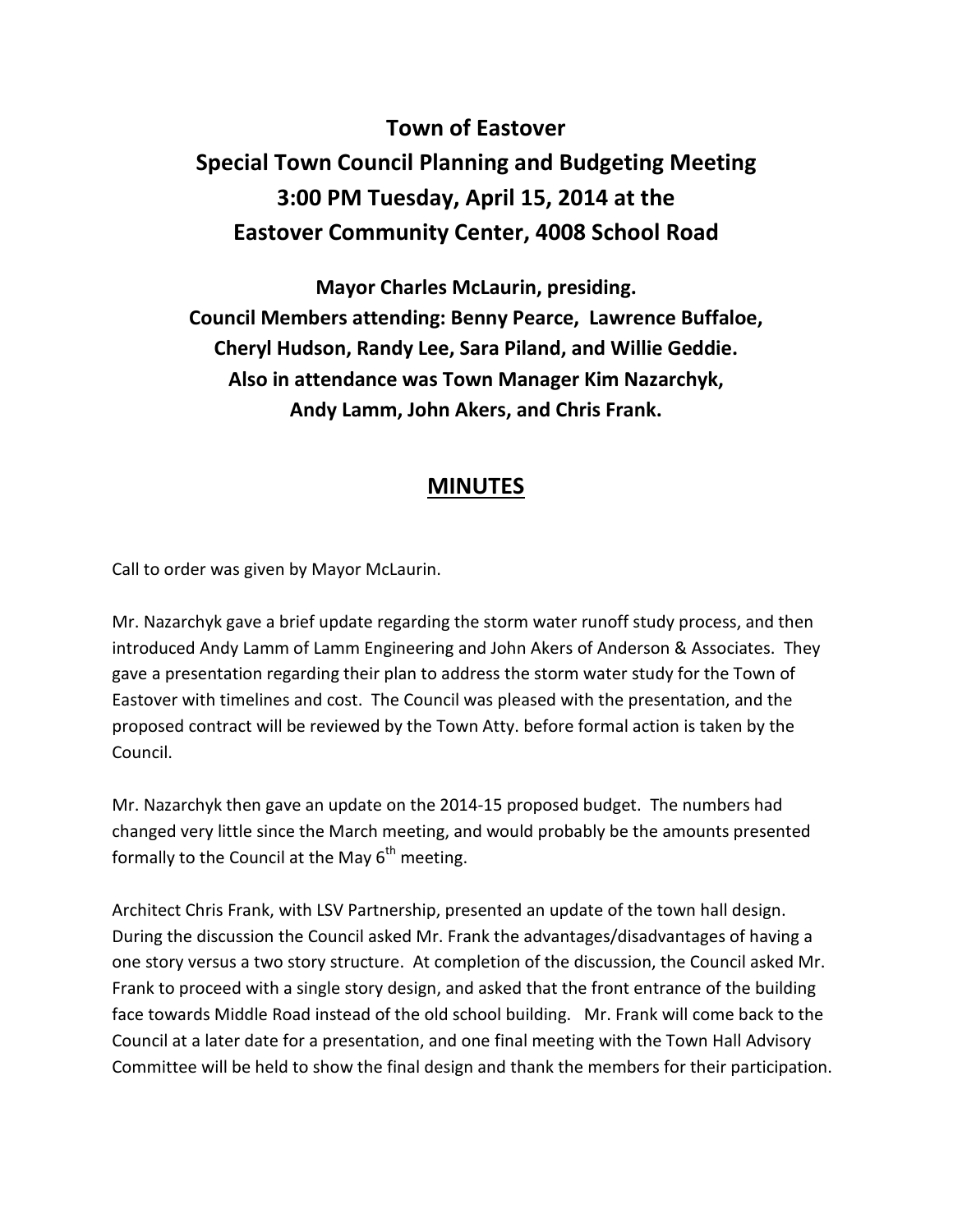# Town of Eastover
# Special Town Council Planning and Budgeting Meeting
# 3:00 PM Tuesday, April 15, 2014 at the
# Eastover Community Center, 4008 School Road

**Mayor Charles McLaurin, presiding.**
**Council Members attending: Benny Pearce, Lawrence Buffaloe, Cheryl Hudson, Randy Lee, Sara Piland, and Willie Geddie.**
**Also in attendance was Town Manager Kim Nazarchyk, Andy Lamm, John Akers, and Chris Frank.**

## MINUTES

Call to order was given by Mayor McLaurin.

Mr. Nazarchyk gave a brief update regarding the storm water runoff study process, and then introduced Andy Lamm of Lamm Engineering and John Akers of Anderson & Associates. They gave a presentation regarding their plan to address the storm water study for the Town of Eastover with timelines and cost. The Council was pleased with the presentation, and the proposed contract will be reviewed by the Town Atty. before formal action is taken by the Council.

Mr. Nazarchyk then gave an update on the 2014-15 proposed budget. The numbers had changed very little since the March meeting, and would probably be the amounts presented formally to the Council at the May 6th meeting.

Architect Chris Frank, with LSV Partnership, presented an update of the town hall design. During the discussion the Council asked Mr. Frank the advantages/disadvantages of having a one story versus a two story structure. At completion of the discussion, the Council asked Mr. Frank to proceed with a single story design, and asked that the front entrance of the building face towards Middle Road instead of the old school building. Mr. Frank will come back to the Council at a later date for a presentation, and one final meeting with the Town Hall Advisory Committee will be held to show the final design and thank the members for their participation.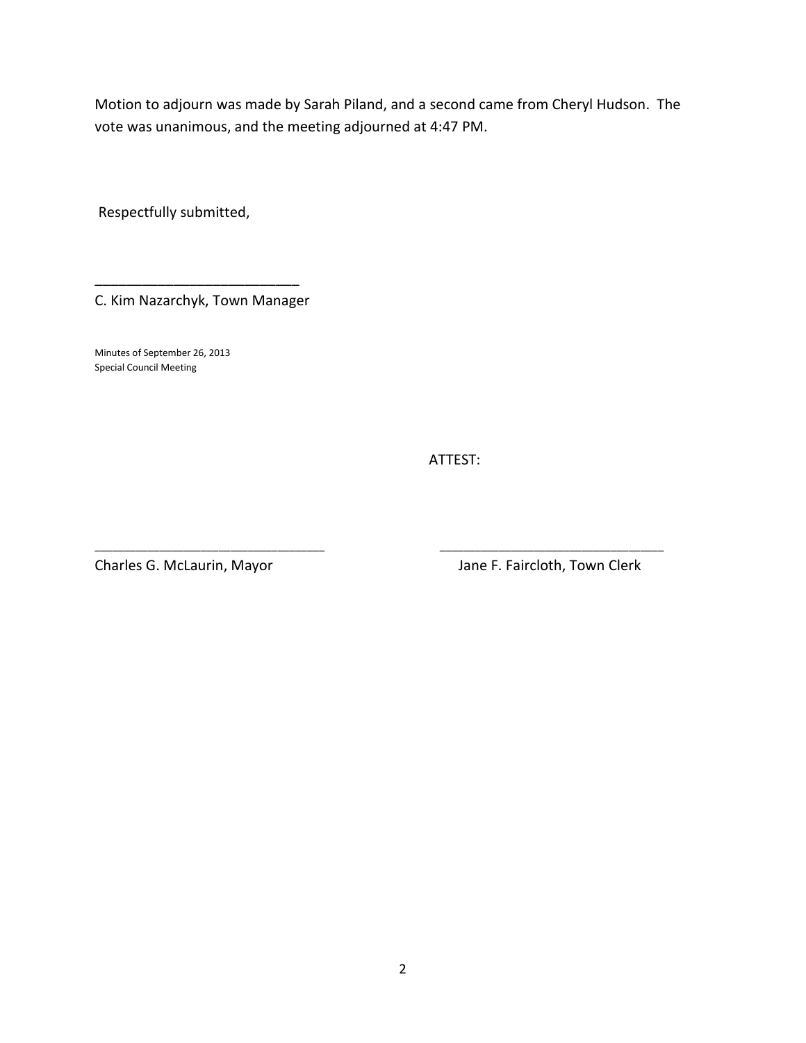Motion to adjourn was made by Sarah Piland, and a second came from Cheryl Hudson. The vote was unanimous, and the meeting adjourned at 4:47 PM.

Respectfully submitted,

___________________________

C. Kim Nazarchyk, Town Manager

Minutes of September 26, 2013
Special Council Meeting

ATTEST:

_______________________________ _______________________________

Charles G. McLaurin, Mayor Jane F. Faircloth, Town Clerk